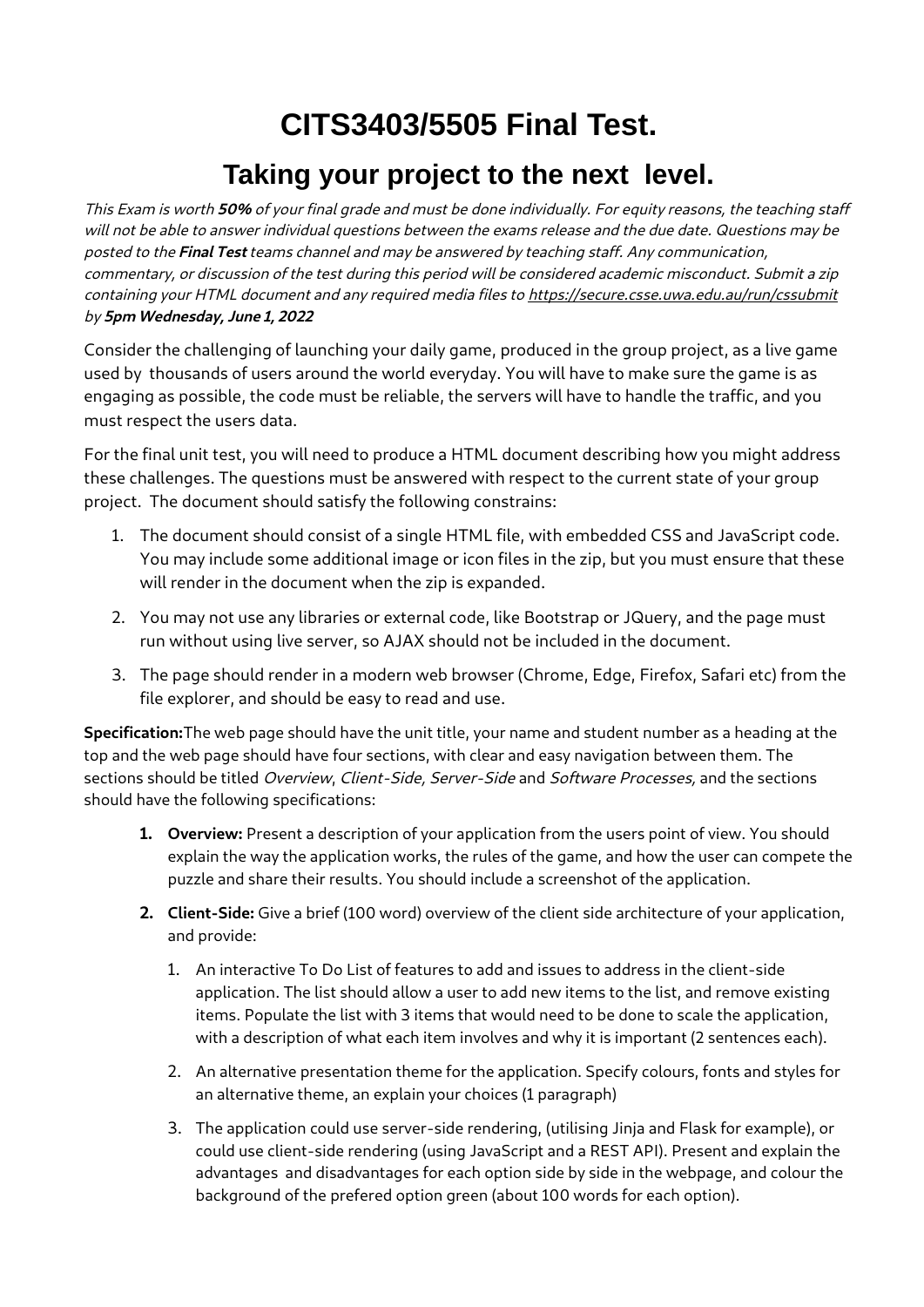# CITS3403/5505 Final Test.

## Taking your project to the next level.

*This Exam is worth **50%** of your final grade and must be done individually. For equity reasons, the teaching staff will not be able to answer individual questions between the exams release and the due date. Questions may be posted to the **Final Test** teams channel and may be answered by teaching staff. Any communication, commentary, or discussion of the test during this period will be considered academic misconduct. Submit a zip containing your HTML document and any required media files to [https://secure.csse.uwa.edu.au/run/cssubmit](https://secure.csse.uwa.edu.au/run/cssubmit) by **5pm Wednesday, June 1, 2022***

Consider the challenging of launching your daily game, produced in the group project, as a live game used by thousands of users around the world everyday. You will have to make sure the game is as engaging as possible, the code must be reliable, the servers will have to handle the traffic, and you must respect the users data.

For the final unit test, you will need to produce a HTML document describing how you might address these challenges. The questions must be answered with respect to the current state of your group project. The document should satisfy the following constrains:

1. The document should consist of a single HTML file, with embedded CSS and JavaScript code. You may include some additional image or icon files in the zip, but you must ensure that these will render in the document when the zip is expanded.
2. You may not use any libraries or external code, like Bootstrap or JQuery, and the page must run without using live server, so AJAX should not be included in the document.
3. The page should render in a modern web browser (Chrome, Edge, Firefox, Safari etc) from the file explorer, and should be easy to read and use.

**Specification:** The web page should have the unit title, your name and student number as a heading at the top and the web page should have four sections, with clear and easy navigation between them. The sections should be titled *Overview*, *Client-Side, Server-Side* and *Software Processes,* and the sections should have the following specifications:

1. **Overview:** Present a description of your application from the users point of view. You should explain the way the application works, the rules of the game, and how the user can compete the puzzle and share their results. You should include a screenshot of the application.
2. **Client-Side:** Give a brief (100 word) overview of the client side architecture of your application, and provide:
   1. An interactive To Do List of features to add and issues to address in the client-side application. The list should allow a user to add new items to the list, and remove existing items. Populate the list with 3 items that would need to be done to scale the application, with a description of what each item involves and why it is important (2 sentences each).
   2. An alternative presentation theme for the application. Specify colours, fonts and styles for an alternative theme, an explain your choices (1 paragraph)
   3. The application could use server-side rendering, (utilising Jinja and Flask for example), or could use client-side rendering (using JavaScript and a REST API). Present and explain the advantages and disadvantages for each option side by side in the webpage, and colour the background of the prefered option green (about 100 words for each option).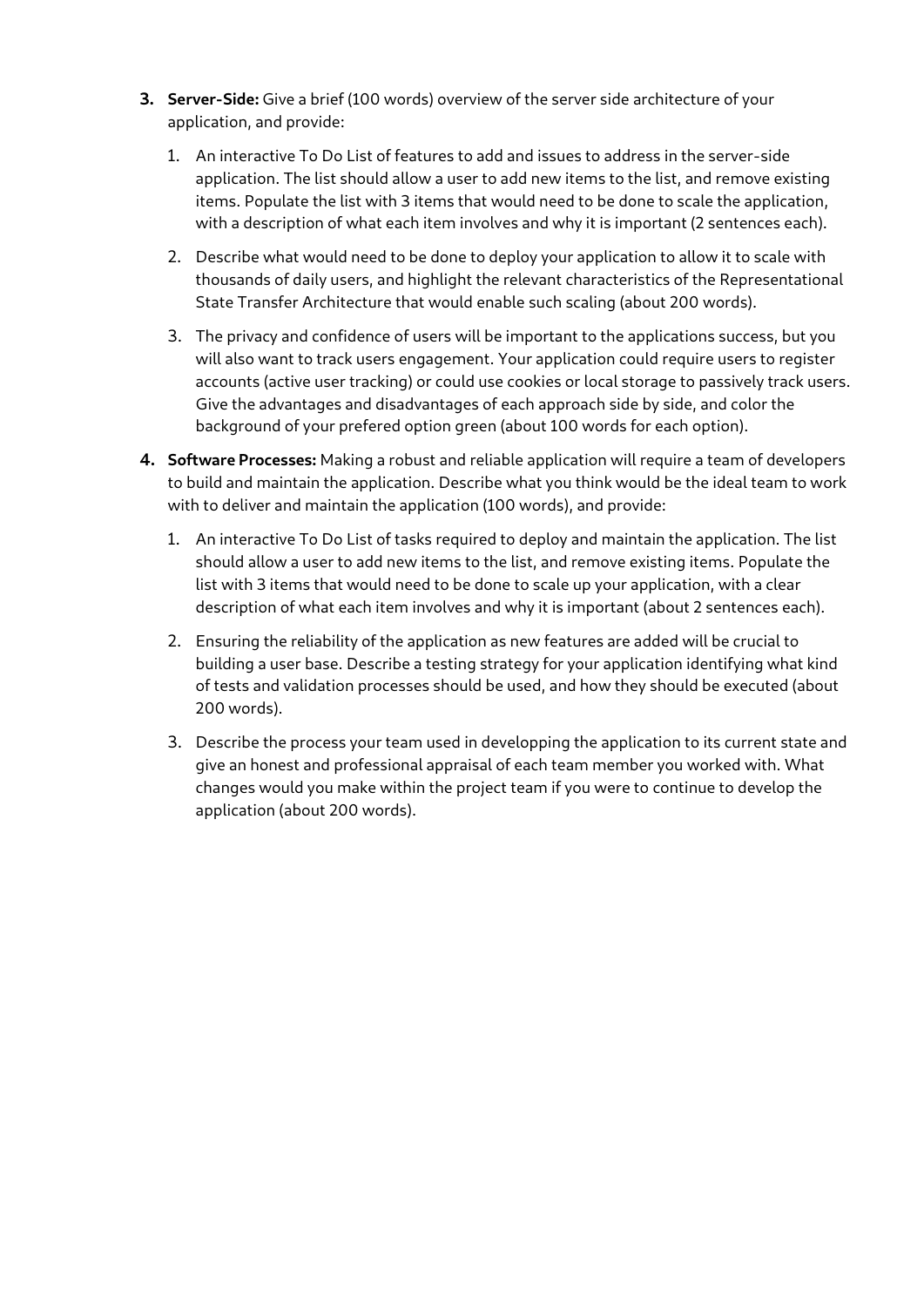3. **Server-Side:** Give a brief (100 words) overview of the server side architecture of your application, and provide:

    1. An interactive To Do List of features to add and issues to address in the server-side application. The list should allow a user to add new items to the list, and remove existing items. Populate the list with 3 items that would need to be done to scale the application, with a description of what each item involves and why it is important (2 sentences each).

    2. Describe what would need to be done to deploy your application to allow it to scale with thousands of daily users, and highlight the relevant characteristics of the Representational State Transfer Architecture that would enable such scaling (about 200 words).

    3. The privacy and confidence of users will be important to the applications success, but you will also want to track users engagement. Your application could require users to register accounts (active user tracking) or could use cookies or local storage to passively track users. Give the advantages and disadvantages of each approach side by side, and color the background of your prefered option green (about 100 words for each option).

4. **Software Processes:** Making a robust and reliable application will require a team of developers to build and maintain the application. Describe what you think would be the ideal team to work with to deliver and maintain the application (100 words), and provide:

    1. An interactive To Do List of tasks required to deploy and maintain the application. The list should allow a user to add new items to the list, and remove existing items. Populate the list with 3 items that would need to be done to scale up your application, with a clear description of what each item involves and why it is important (about 2 sentences each).

    2. Ensuring the reliability of the application as new features are added will be crucial to building a user base. Describe a testing strategy for your application identifying what kind of tests and validation processes should be used, and how they should be executed (about 200 words).

    3. Describe the process your team used in developping the application to its current state and give an honest and professional appraisal of each team member you worked with. What changes would you make within the project team if you were to continue to develop the application (about 200 words).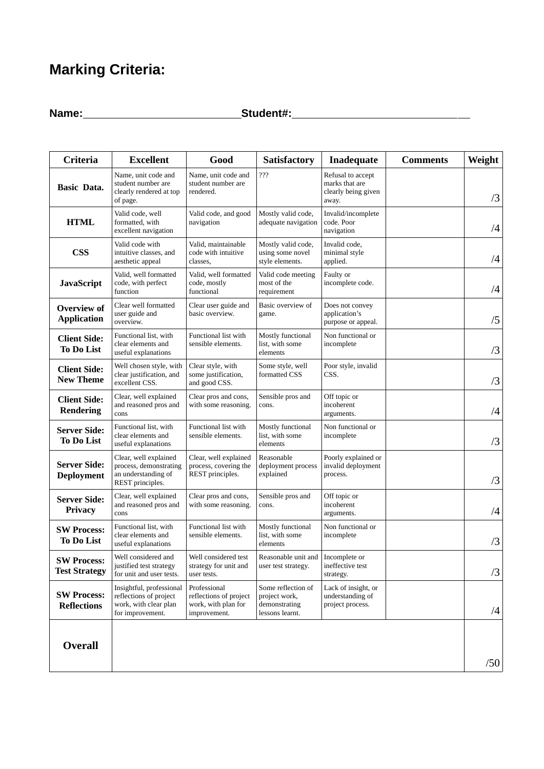# Marking Criteria:

**Name:\_\_\_\_\_\_\_\_\_\_\_\_\_\_\_\_\_\_\_\_\_\_\_\_\_\_\_\_Student#:\_\_\_\_\_\_\_\_\_\_\_\_\_\_\_\_\_\_\_\_\_\_\_\_\_\_\_\_\_\_**

| Criteria | Excellent | Good | Satisfactory | Inadequate | Comments | Weight |
|---|---|---|---|---|---|---|
| **Basic Data.** | Name, unit code and student number are clearly rendered at top of page. | Name, unit code and student number are rendered. | ??? | Refusal to accept marks that are clearly being given away. | | /3 |
| **HTML** | Valid code, well formatted, with excellent navigation | Valid code, and good navigation | Mostly valid code, adequate navigation | Invalid/incomplete code. Poor navigation | | /4 |
| **CSS** | Valid code with intuitive classes, and aesthetic appeal | Valid, maintainable code with intuitive classes, | Mostly valid code, using some novel style elements. | Invalid code, minimal style applied. | | /4 |
| **JavaScript** | Valid, well formatted code, with perfect function | Valid, well formatted code, mostly functional | Valid code meeting most of the requirement | Faulty or incomplete code. | | /4 |
| **Overview of Application** | Clear well formatted user guide and overview. | Clear user guide and basic overview. | Basic overview of game. | Does not convey application's purpose or appeal. | | /5 |
| **Client Side: To Do List** | Functional list, with clear elements and useful explanations | Functional list with sensible elements. | Mostly functional list, with some elements | Non functional or incomplete | | /3 |
| **Client Side: New Theme** | Well chosen style, with clear justification, and excellent CSS. | Clear style, with some justification, and good CSS. | Some style, well formatted CSS | Poor style, invalid CSS. | | /3 |
| **Client Side: Rendering** | Clear, well explained and reasoned pros and cons | Clear pros and cons, with some reasoning. | Sensible pros and cons. | Off topic or incoherent arguments. | | /4 |
| **Server Side: To Do List** | Functional list, with clear elements and useful explanations | Functional list with sensible elements. | Mostly functional list, with some elements | Non functional or incomplete | | /3 |
| **Server Side: Deployment** | Clear, well explained process, demonstrating an understanding of REST principles. | Clear, well explained process, covering the REST principles. | Reasonable deployment process explained | Poorly explained or invalid deployment process. | | /3 |
| **Server Side: Privacy** | Clear, well explained and reasoned pros and cons | Clear pros and cons, with some reasoning. | Sensible pros and cons. | Off topic or incoherent arguments. | | /4 |
| **SW Process: To Do List** | Functional list, with clear elements and useful explanations | Functional list with sensible elements. | Mostly functional list, with some elements | Non functional or incomplete | | /3 |
| **SW Process: Test Strategy** | Well considered and justified test strategy for unit and user tests. | Well considered test strategy for unit and user tests. | Reasonable unit and user test strategy. | Incomplete or ineffective test strategy. | | /3 |
| **SW Process: Reflections** | Insightful, professional reflections of project work, with clear plan for improvement. | Professional reflections of project work, with plan for improvement. | Some reflection of project work, demonstrating lessons learnt. | Lack of insight, or understanding of project process. | | /4 |
| **Overall** | | | | | | /50 |